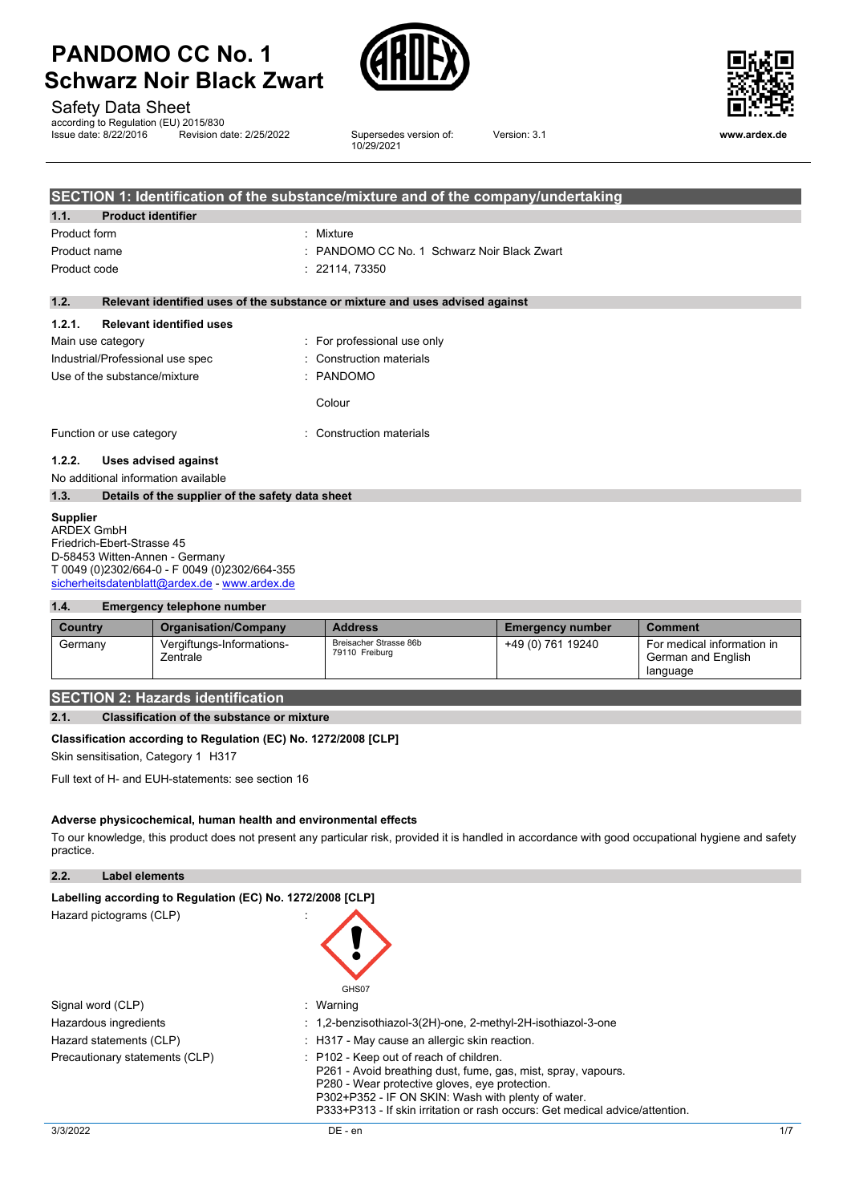# PANDOMO CC No. 1 Schwarz Noir Black Zwart

Safety Data Sheet

according to Regulation (EU) 2015/830

Issue date: 8/22/2016 Revision date: 2/25/2022 Supersedes version of: 10/29/2021 Version: 3.1

www.ardex.de

## SECTION 1: Identification of the substance/mixture and of the company/undertaking

### 1.1. Product identifier

| | |
|---|---|
| Product form | : Mixture |
| Product name | : PANDOMO CC No. 1 Schwarz Noir Black Zwart |
| Product code | : 22114, 73350 |

### 1.2. Relevant identified uses of the substance or mixture and uses advised against

#### 1.2.1. Relevant identified uses

| | |
|---|---|
| Main use category | : For professional use only |
| Industrial/Professional use spec | : Construction materials |
| Use of the substance/mixture | : PANDOMO<br>Colour |
| Function or use category | : Construction materials |

#### 1.2.2. Uses advised against

No additional information available

### 1.3. Details of the supplier of the safety data sheet

**Supplier**
ARDEX GmbH
Friedrich-Ebert-Strasse 45
D-58453 Witten-Annen - Germany
T 0049 (0)2302/664-0 - F 0049 (0)2302/664-355
sicherheitsdatenblatt@ardex.de - www.ardex.de

### 1.4. Emergency telephone number

| Country | Organisation/Company | Address | Emergency number | Comment |
|---|---|---|---|---|
| Germany | Vergiftungs-Informations-Zentrale | Breisacher Strasse 86b 79110 Freiburg | +49 (0) 761 19240 | For medical information in German and English language |

## SECTION 2: Hazards identification

### 2.1. Classification of the substance or mixture

**Classification according to Regulation (EC) No. 1272/2008 [CLP]**

Skin sensitisation, Category 1 H317

Full text of H- and EUH-statements: see section 16

**Adverse physicochemical, human health and environmental effects**

To our knowledge, this product does not present any particular risk, provided it is handled in accordance with good occupational hygiene and safety practice.

### 2.2. Label elements

**Labelling according to Regulation (EC) No. 1272/2008 [CLP]**

| | |
|---|---|
| Hazard pictograms (CLP) | : GHS07 |
| Signal word (CLP) | : Warning |
| Hazardous ingredients | : 1,2-benzisothiazol-3(2H)-one, 2-methyl-2H-isothiazol-3-one |
| Hazard statements (CLP) | : H317 - May cause an allergic skin reaction. |
| Precautionary statements (CLP) | : P102 - Keep out of reach of children.<br>P261 - Avoid breathing dust, fume, gas, mist, spray, vapours.<br>P280 - Wear protective gloves, eye protection.<br>P302+P352 - IF ON SKIN: Wash with plenty of water.<br>P333+P313 - If skin irritation or rash occurs: Get medical advice/attention. |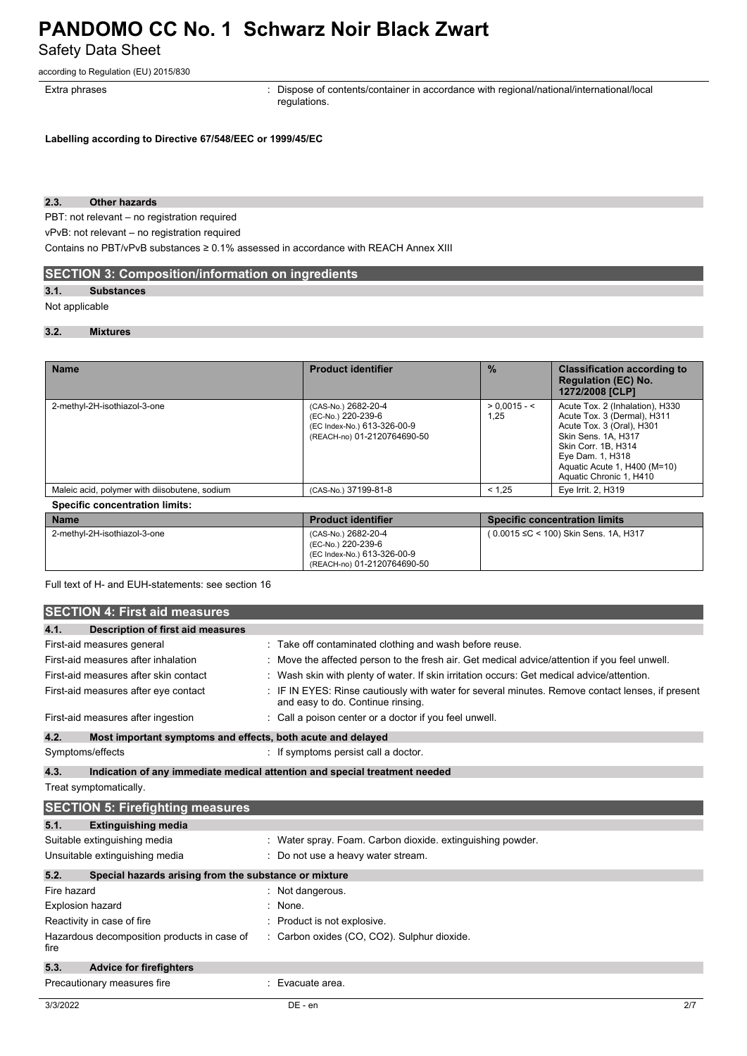Extra phrases : Dispose of contents/container in accordance with regional/national/international/local regulations.

**Labelling according to Directive 67/548/EEC or 1999/45/EC**

### 2.3. Other hazards

PBT: not relevant – no registration required

vPvB: not relevant – no registration required

Contains no PBT/vPvB substances ≥ 0.1% assessed in accordance with REACH Annex XIII

## SECTION 3: Composition/information on ingredients

### 3.1. Substances

Not applicable

### 3.2. Mixtures

| Name | Product identifier | % | Classification according to Regulation (EC) No. 1272/2008 [CLP] |
|---|---|---|---|
| 2-methyl-2H-isothiazol-3-one | (CAS-No.) 2682-20-4<br>(EC-No.) 220-239-6<br>(EC Index-No.) 613-326-00-9<br>(REACH-no) 01-2120764690-50 | > 0,0015 - < 1,25 | Acute Tox. 2 (Inhalation), H330<br>Acute Tox. 3 (Dermal), H311<br>Acute Tox. 3 (Oral), H301<br>Skin Sens. 1A, H317<br>Skin Corr. 1B, H314<br>Eye Dam. 1, H318<br>Aquatic Acute 1, H400 (M=10)<br>Aquatic Chronic 1, H410 |
| Maleic acid, polymer with diisobutene, sodium | (CAS-No.) 37199-81-8 | < 1,25 | Eye Irrit. 2, H319 |

**Specific concentration limits:**

| Name | Product identifier | Specific concentration limits |
|---|---|---|
| 2-methyl-2H-isothiazol-3-one | (CAS-No.) 2682-20-4<br>(EC-No.) 220-239-6<br>(EC Index-No.) 613-326-00-9<br>(REACH-no) 01-2120764690-50 | ( 0.0015 ≤C < 100) Skin Sens. 1A, H317 |

Full text of H- and EUH-statements: see section 16

## SECTION 4: First aid measures

### 4.1. Description of first aid measures

First-aid measures general : Take off contaminated clothing and wash before reuse.

First-aid measures after inhalation : Move the affected person to the fresh air. Get medical advice/attention if you feel unwell.

First-aid measures after skin contact : Wash skin with plenty of water. If skin irritation occurs: Get medical advice/attention.

First-aid measures after eye contact : IF IN EYES: Rinse cautiously with water for several minutes. Remove contact lenses, if present and easy to do. Continue rinsing.

First-aid measures after ingestion : Call a poison center or a doctor if you feel unwell.

### 4.2. Most important symptoms and effects, both acute and delayed

Symptoms/effects : If symptoms persist call a doctor.

### 4.3. Indication of any immediate medical attention and special treatment needed

Treat symptomatically.

## SECTION 5: Firefighting measures

### 5.1. Extinguishing media

Suitable extinguishing media : Water spray. Foam. Carbon dioxide. extinguishing powder.

Unsuitable extinguishing media : Do not use a heavy water stream.

### 5.2. Special hazards arising from the substance or mixture

Fire hazard : Not dangerous.

Explosion hazard : None.

Reactivity in case of fire : Product is not explosive.

Hazardous decomposition products in case of fire : Carbon oxides (CO, $CO_2$). Sulphur dioxide.

### 5.3. Advice for firefighters

Precautionary measures fire : Evacuate area.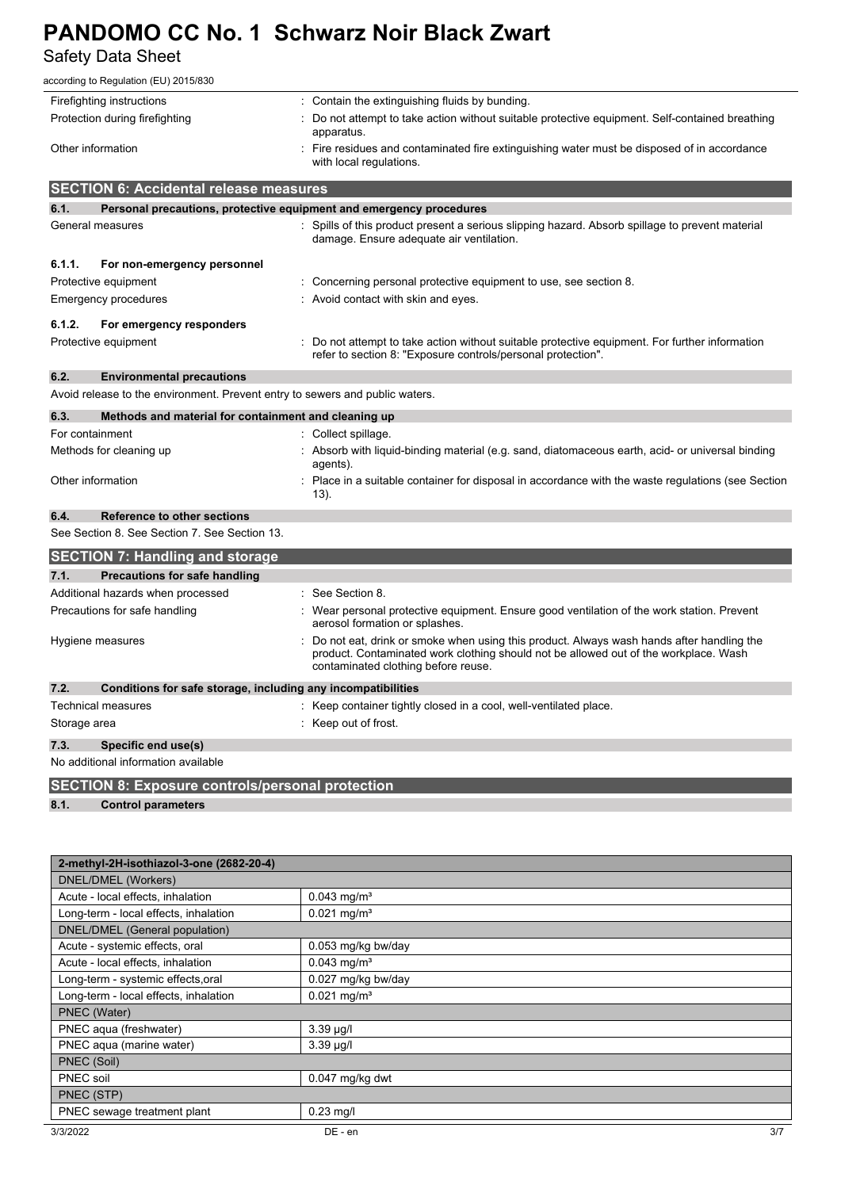| | |
|---|---|
| Firefighting instructions | : Contain the extinguishing fluids by bunding. |
| Protection during firefighting | : Do not attempt to take action without suitable protective equipment. Self-contained breathing apparatus. |
| Other information | : Fire residues and contaminated fire extinguishing water must be disposed of in accordance with local regulations. |

## SECTION 6: Accidental release measures

### 6.1. Personal precautions, protective equipment and emergency procedures

| | |
|---|---|
| General measures | : Spills of this product present a serious slipping hazard. Absorb spillage to prevent material damage. Ensure adequate air ventilation. |

#### 6.1.1. For non-emergency personnel

| | |
|---|---|
| Protective equipment | : Concerning personal protective equipment to use, see section 8. |
| Emergency procedures | : Avoid contact with skin and eyes. |

#### 6.1.2. For emergency responders

| | |
|---|---|
| Protective equipment | : Do not attempt to take action without suitable protective equipment. For further information refer to section 8: "Exposure controls/personal protection". |

### 6.2. Environmental precautions

Avoid release to the environment. Prevent entry to sewers and public waters.

### 6.3. Methods and material for containment and cleaning up

| | |
|---|---|
| For containment | : Collect spillage. |
| Methods for cleaning up | : Absorb with liquid-binding material (e.g. sand, diatomaceous earth, acid- or universal binding agents). |
| Other information | : Place in a suitable container for disposal in accordance with the waste regulations (see Section 13). |

### 6.4. Reference to other sections

See Section 8. See Section 7. See Section 13.

## SECTION 7: Handling and storage

### 7.1. Precautions for safe handling

| | |
|---|---|
| Additional hazards when processed | : See Section 8. |
| Precautions for safe handling | : Wear personal protective equipment. Ensure good ventilation of the work station. Prevent aerosol formation or splashes. |
| Hygiene measures | : Do not eat, drink or smoke when using this product. Always wash hands after handling the product. Contaminated work clothing should not be allowed out of the workplace. Wash contaminated clothing before reuse. |

### 7.2. Conditions for safe storage, including any incompatibilities

| | |
|---|---|
| Technical measures | : Keep container tightly closed in a cool, well-ventilated place. |
| Storage area | : Keep out of frost. |

### 7.3. Specific end use(s)

No additional information available

## SECTION 8: Exposure controls/personal protection

### 8.1. Control parameters

| 2-methyl-2H-isothiazol-3-one (2682-20-4) | |
|---|---|
| **DNEL/DMEL (Workers)** | |
| Acute - local effects, inhalation | 0.043 mg/m³ |
| Long-term - local effects, inhalation | 0.021 mg/m³ |
| **DNEL/DMEL (General population)** | |
| Acute - systemic effects, oral | 0.053 mg/kg bw/day |
| Acute - local effects, inhalation | 0.043 mg/m³ |
| Long-term - systemic effects,oral | 0.027 mg/kg bw/day |
| Long-term - local effects, inhalation | 0.021 mg/m³ |
| **PNEC (Water)** | |
| PNEC aqua (freshwater) | 3.39 µg/l |
| PNEC aqua (marine water) | 3.39 µg/l |
| **PNEC (Soil)** | |
| PNEC soil | 0.047 mg/kg dwt |
| **PNEC (STP)** | |
| PNEC sewage treatment plant | 0.23 mg/l |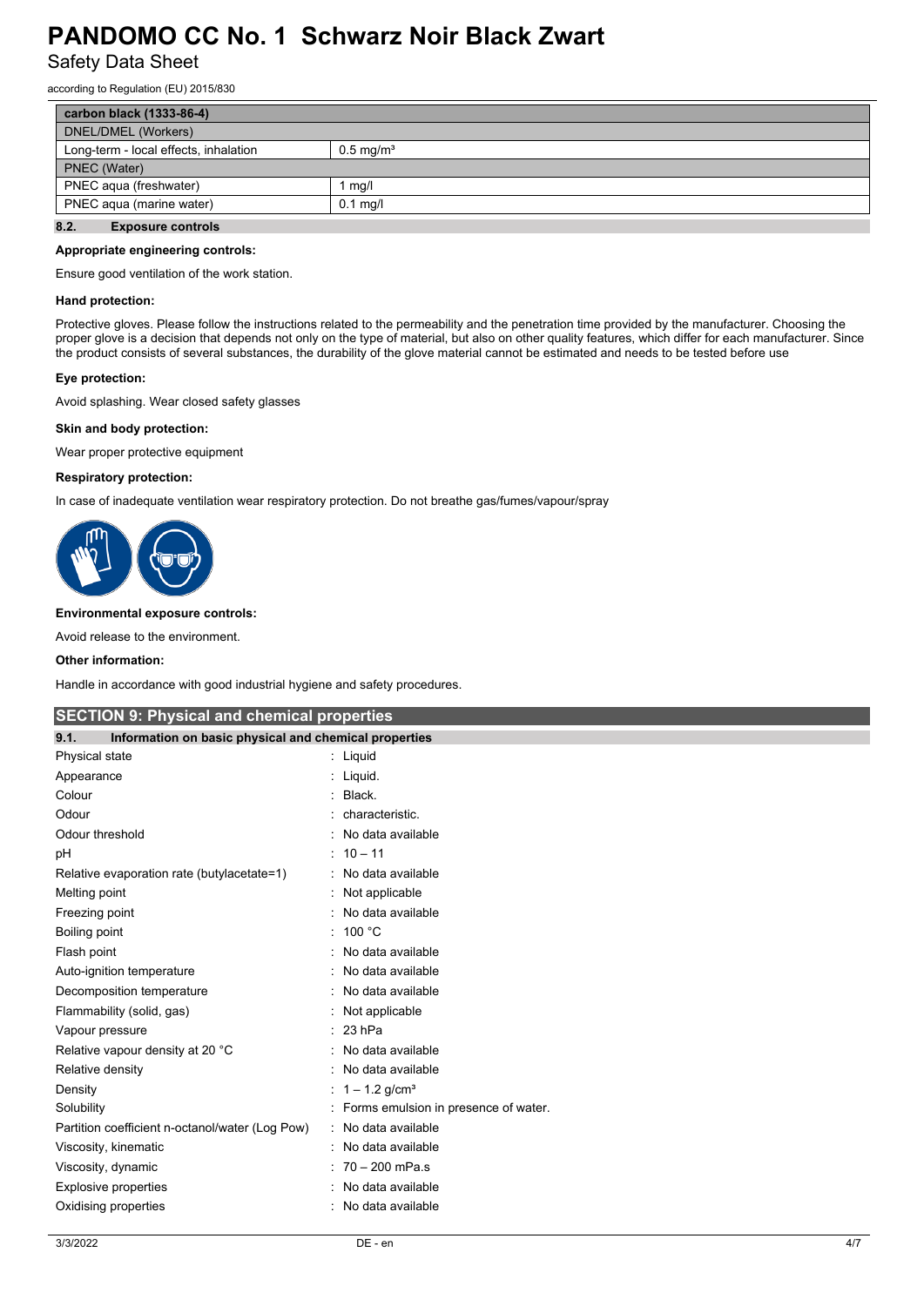| carbon black (1333-86-4) | |
|---|---|
| DNEL/DMEL (Workers) | |
| Long-term - local effects, inhalation | 0.5 mg/m³ |
| PNEC (Water) | |
| PNEC aqua (freshwater) | 1 mg/l |
| PNEC aqua (marine water) | 0.1 mg/l |

### 8.2. Exposure controls

**Appropriate engineering controls:**

Ensure good ventilation of the work station.

**Hand protection:**

Protective gloves. Please follow the instructions related to the permeability and the penetration time provided by the manufacturer. Choosing the proper glove is a decision that depends not only on the type of material, but also on other quality features, which differ for each manufacturer. Since the product consists of several substances, the durability of the glove material cannot be estimated and needs to be tested before use

**Eye protection:**

Avoid splashing. Wear closed safety glasses

**Skin and body protection:**

Wear proper protective equipment

**Respiratory protection:**

In case of inadequate ventilation wear respiratory protection. Do not breathe gas/fumes/vapour/spray

**Environmental exposure controls:**

Avoid release to the environment.

**Other information:**

Handle in accordance with good industrial hygiene and safety procedures.

## SECTION 9: Physical and chemical properties

### 9.1. Information on basic physical and chemical properties

| | |
|---|---|
| Physical state | : Liquid |
| Appearance | : Liquid. |
| Colour | : Black. |
| Odour | : characteristic. |
| Odour threshold | : No data available |
| pH | : 10 – 11 |
| Relative evaporation rate (butylacetate=1) | : No data available |
| Melting point | : Not applicable |
| Freezing point | : No data available |
| Boiling point | : 100 °C |
| Flash point | : No data available |
| Auto-ignition temperature | : No data available |
| Decomposition temperature | : No data available |
| Flammability (solid, gas) | : Not applicable |
| Vapour pressure | : 23 hPa |
| Relative vapour density at 20 °C | : No data available |
| Relative density | : No data available |
| Density | : 1 – 1.2 g/cm³ |
| Solubility | : Forms emulsion in presence of water. |
| Partition coefficient n-octanol/water (Log Pow) | : No data available |
| Viscosity, kinematic | : No data available |
| Viscosity, dynamic | : 70 – 200 mPa.s |
| Explosive properties | : No data available |
| Oxidising properties | : No data available |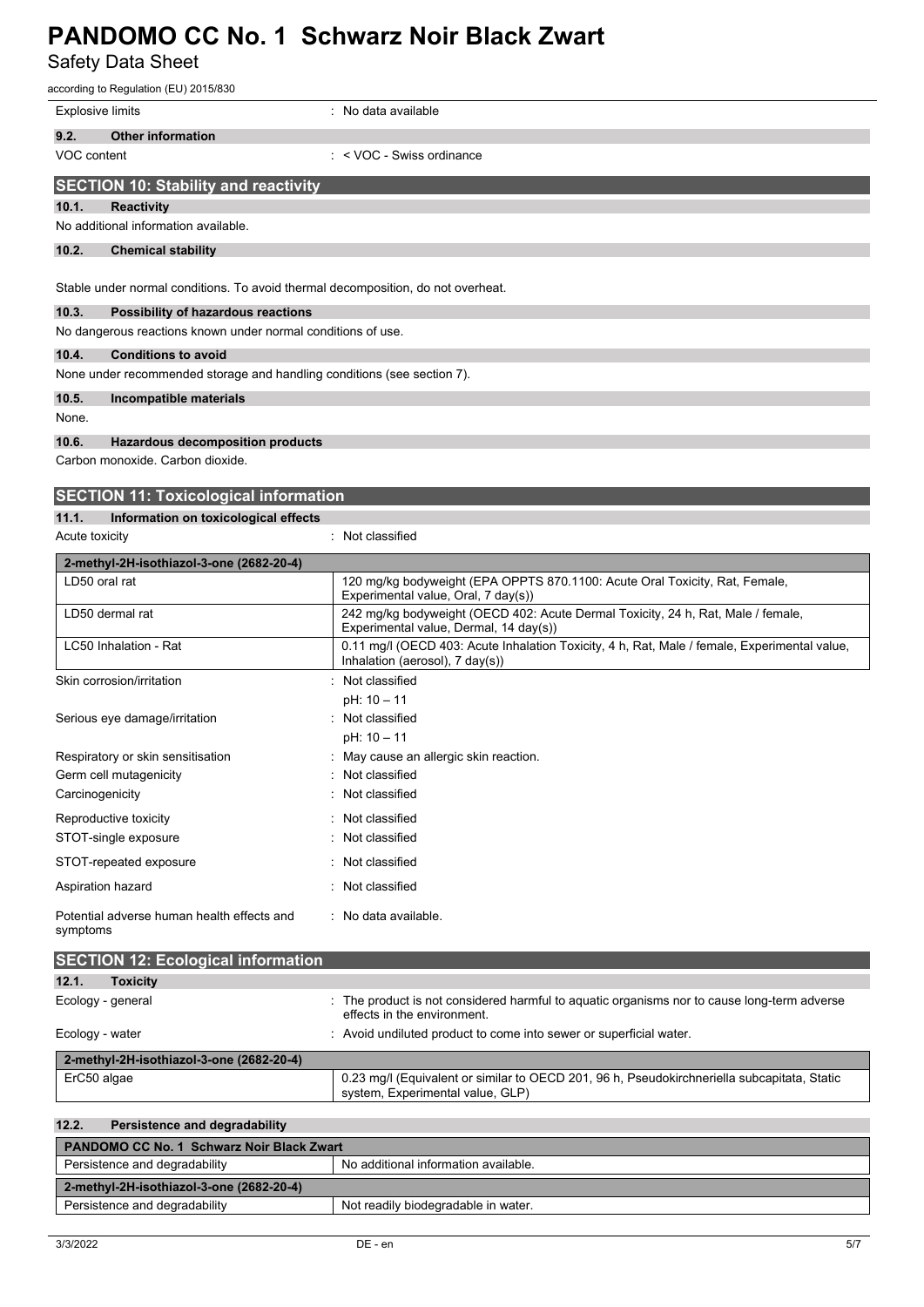| | |
|---|---|
| Explosive limits | : No data available |

### 9.2. Other information

| | |
|---|---|
| VOC content | : < VOC - Swiss ordinance |

## SECTION 10: Stability and reactivity

### 10.1. Reactivity

No additional information available.

### 10.2. Chemical stability

Stable under normal conditions. To avoid thermal decomposition, do not overheat.

### 10.3. Possibility of hazardous reactions

No dangerous reactions known under normal conditions of use.

### 10.4. Conditions to avoid

None under recommended storage and handling conditions (see section 7).

### 10.5. Incompatible materials

None.

### 10.6. Hazardous decomposition products

Carbon monoxide. Carbon dioxide.

## SECTION 11: Toxicological information

### 11.1. Information on toxicological effects

| | |
|---|---|
| Acute toxicity | : Not classified |

| 2-methyl-2H-isothiazol-3-one (2682-20-4) | |
|---|---|
| LD50 oral rat | 120 mg/kg bodyweight (EPA OPPTS 870.1100: Acute Oral Toxicity, Rat, Female, Experimental value, Oral, 7 day(s)) |
| LD50 dermal rat | 242 mg/kg bodyweight (OECD 402: Acute Dermal Toxicity, 24 h, Rat, Male / female, Experimental value, Dermal, 14 day(s)) |
| LC50 Inhalation - Rat | 0.11 mg/l (OECD 403: Acute Inhalation Toxicity, 4 h, Rat, Male / female, Experimental value, Inhalation (aerosol), 7 day(s)) |

| | |
|---|---|
| Skin corrosion/irritation | : Not classified<br>pH: 10 – 11 |
| Serious eye damage/irritation | : Not classified<br>pH: 10 – 11 |
| Respiratory or skin sensitisation | : May cause an allergic skin reaction. |
| Germ cell mutagenicity | : Not classified |
| Carcinogenicity | : Not classified |
| Reproductive toxicity | : Not classified |
| STOT-single exposure | : Not classified |
| STOT-repeated exposure | : Not classified |
| Aspiration hazard | : Not classified |
| Potential adverse human health effects and symptoms | : No data available. |

## SECTION 12: Ecological information

### 12.1. Toxicity

| | |
|---|---|
| Ecology - general | : The product is not considered harmful to aquatic organisms nor to cause long-term adverse effects in the environment. |
| Ecology - water | : Avoid undiluted product to come into sewer or superficial water. |

| 2-methyl-2H-isothiazol-3-one (2682-20-4) | |
|---|---|
| ErC50 algae | 0.23 mg/l (Equivalent or similar to OECD 201, 96 h, Pseudokirchneriella subcapitata, Static system, Experimental value, GLP) |

### 12.2. Persistence and degradability

| PANDOMO CC No. 1 Schwarz Noir Black Zwart | |
|---|---|
| Persistence and degradability | No additional information available. |
| **2-methyl-2H-isothiazol-3-one (2682-20-4)** | |
| Persistence and degradability | Not readily biodegradable in water. |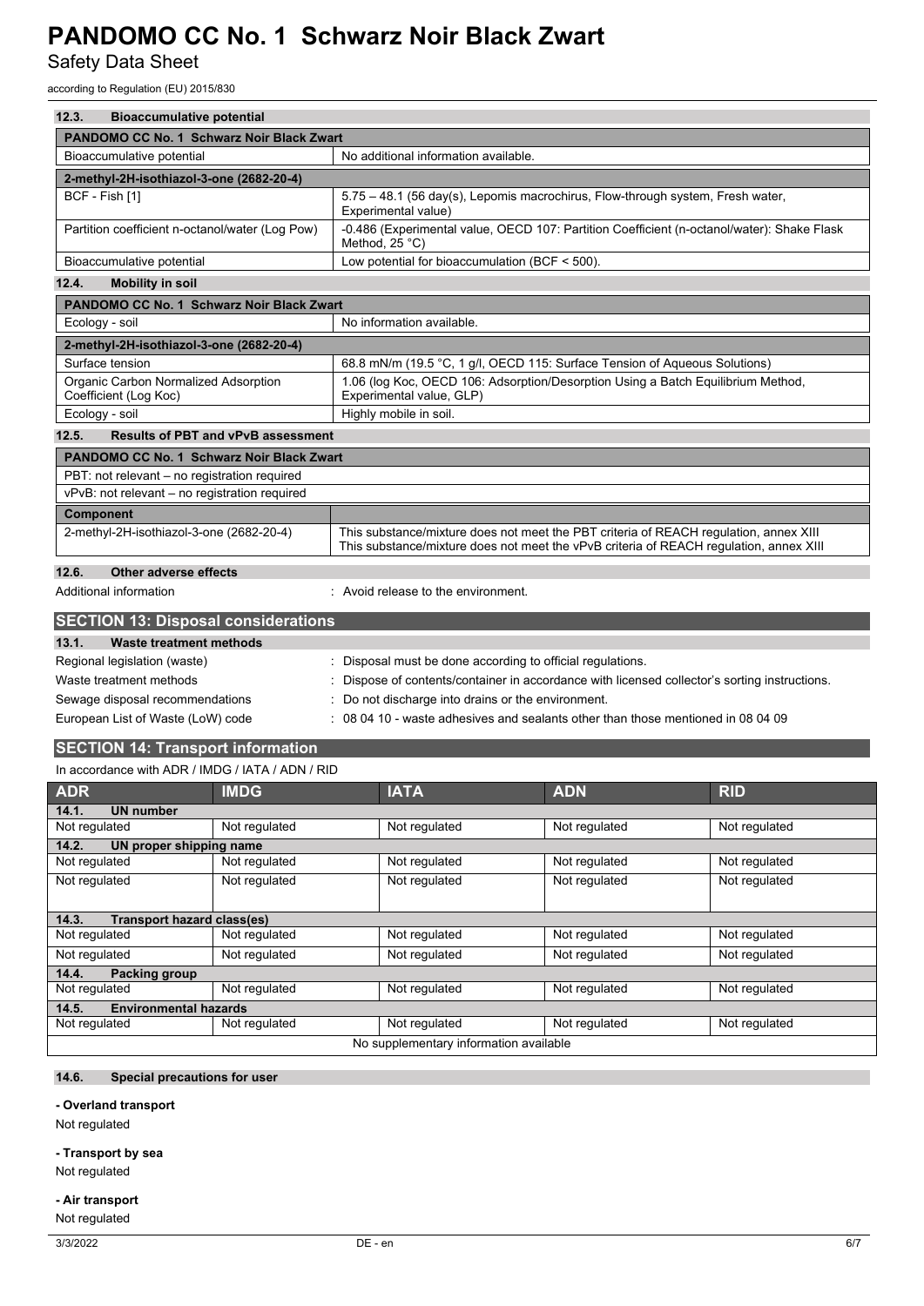### 12.3. Bioaccumulative potential

| PANDOMO CC No. 1 Schwarz Noir Black Zwart | |
|---|---|
| Bioaccumulative potential | No additional information available. |
| **2-methyl-2H-isothiazol-3-one (2682-20-4)** | |
| BCF - Fish [1] | 5.75 – 48.1 (56 day(s), Lepomis macrochirus, Flow-through system, Fresh water, Experimental value) |
| Partition coefficient n-octanol/water (Log Pow) | -0.486 (Experimental value, OECD 107: Partition Coefficient (n-octanol/water): Shake Flask Method, 25 °C) |
| Bioaccumulative potential | Low potential for bioaccumulation (BCF < 500). |

### 12.4. Mobility in soil

| PANDOMO CC No. 1 Schwarz Noir Black Zwart | |
|---|---|
| Ecology - soil | No information available. |
| **2-methyl-2H-isothiazol-3-one (2682-20-4)** | |
| Surface tension | 68.8 mN/m (19.5 °C, 1 g/l, OECD 115: Surface Tension of Aqueous Solutions) |
| Organic Carbon Normalized Adsorption Coefficient (Log Koc) | 1.06 (log Koc, OECD 106: Adsorption/Desorption Using a Batch Equilibrium Method, Experimental value, GLP) |
| Ecology - soil | Highly mobile in soil. |

### 12.5. Results of PBT and vPvB assessment

| PANDOMO CC No. 1 Schwarz Noir Black Zwart | |
|---|---|
| PBT: not relevant – no registration required | |
| vPvB: not relevant – no registration required | |
| **Component** | |
| 2-methyl-2H-isothiazol-3-one (2682-20-4) | This substance/mixture does not meet the PBT criteria of REACH regulation, annex XIII<br>This substance/mixture does not meet the vPvB criteria of REACH regulation, annex XIII |

### 12.6. Other adverse effects

Additional information : Avoid release to the environment.

## SECTION 13: Disposal considerations

### 13.1. Waste treatment methods

Regional legislation (waste) : Disposal must be done according to official regulations.

Waste treatment methods : Dispose of contents/container in accordance with licensed collector's sorting instructions.

Sewage disposal recommendations : Do not discharge into drains or the environment.

European List of Waste (LoW) code : 08 04 10 - waste adhesives and sealants other than those mentioned in 08 04 09

## SECTION 14: Transport information

In accordance with ADR / IMDG / IATA / ADN / RID

| ADR | IMDG | IATA | ADN | RID |
|---|---|---|---|---|
| **14.1. UN number** | | | | |
| Not regulated | Not regulated | Not regulated | Not regulated | Not regulated |
| **14.2. UN proper shipping name** | | | | |
| Not regulated | Not regulated | Not regulated | Not regulated | Not regulated |
| Not regulated | Not regulated | Not regulated | Not regulated | Not regulated |
| **14.3. Transport hazard class(es)** | | | | |
| Not regulated | Not regulated | Not regulated | Not regulated | Not regulated |
| Not regulated | Not regulated | Not regulated | Not regulated | Not regulated |
| **14.4. Packing group** | | | | |
| Not regulated | Not regulated | Not regulated | Not regulated | Not regulated |
| **14.5. Environmental hazards** | | | | |
| Not regulated | Not regulated | Not regulated | Not regulated | Not regulated |
| No supplementary information available | | | | |

### 14.6. Special precautions for user

**- Overland transport**

Not regulated

**- Transport by sea**

Not regulated

**- Air transport**

Not regulated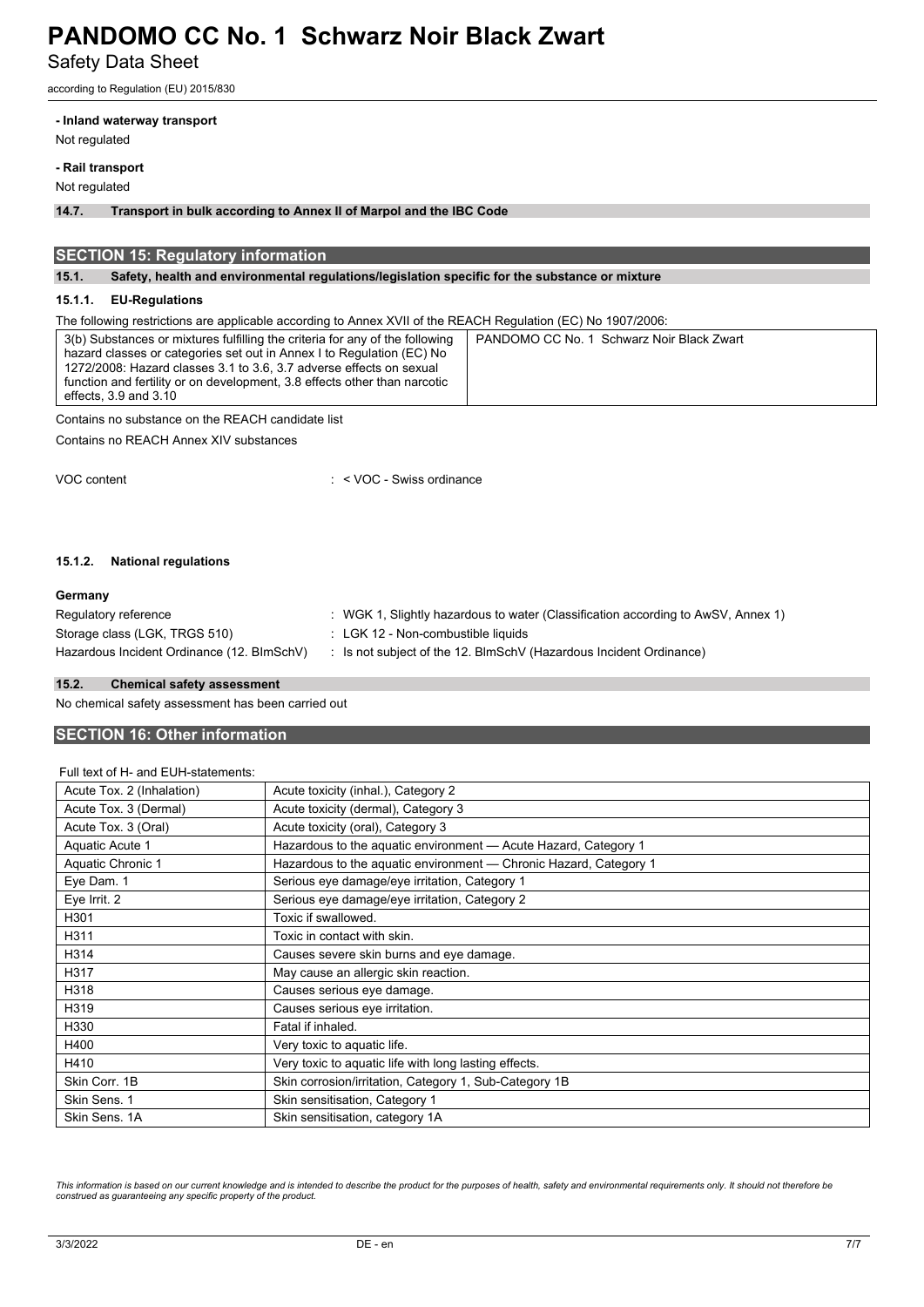**- Inland waterway transport**

Not regulated

**- Rail transport**

Not regulated

**14.7. Transport in bulk according to Annex II of Marpol and the IBC Code**

## SECTION 15: Regulatory information

**15.1. Safety, health and environmental regulations/legislation specific for the substance or mixture**

### 15.1.1. EU-Regulations

The following restrictions are applicable according to Annex XVII of the REACH Regulation (EC) No 1907/2006:

| | |
|---|---|
| 3(b) Substances or mixtures fulfilling the criteria for any of the following hazard classes or categories set out in Annex I to Regulation (EC) No 1272/2008: Hazard classes 3.1 to 3.6, 3.7 adverse effects on sexual function and fertility or on development, 3.8 effects other than narcotic effects, 3.9 and 3.10 | PANDOMO CC No. 1 Schwarz Noir Black Zwart |

Contains no substance on the REACH candidate list

Contains no REACH Annex XIV substances

VOC content : < VOC - Swiss ordinance

### 15.1.2. National regulations

**Germany**

Regulatory reference : WGK 1, Slightly hazardous to water (Classification according to AwSV, Annex 1)

Storage class (LGK, TRGS 510) : LGK 12 - Non-combustible liquids

Hazardous Incident Ordinance (12. BImSchV) : Is not subject of the 12. BlmSchV (Hazardous Incident Ordinance)

**15.2. Chemical safety assessment**

No chemical safety assessment has been carried out

## SECTION 16: Other information

Full text of H- and EUH-statements:

| | |
|---|---|
| Acute Tox. 2 (Inhalation) | Acute toxicity (inhal.), Category 2 |
| Acute Tox. 3 (Dermal) | Acute toxicity (dermal), Category 3 |
| Acute Tox. 3 (Oral) | Acute toxicity (oral), Category 3 |
| Aquatic Acute 1 | Hazardous to the aquatic environment — Acute Hazard, Category 1 |
| Aquatic Chronic 1 | Hazardous to the aquatic environment — Chronic Hazard, Category 1 |
| Eye Dam. 1 | Serious eye damage/eye irritation, Category 1 |
| Eye Irrit. 2 | Serious eye damage/eye irritation, Category 2 |
| H301 | Toxic if swallowed. |
| H311 | Toxic in contact with skin. |
| H314 | Causes severe skin burns and eye damage. |
| H317 | May cause an allergic skin reaction. |
| H318 | Causes serious eye damage. |
| H319 | Causes serious eye irritation. |
| H330 | Fatal if inhaled. |
| H400 | Very toxic to aquatic life. |
| H410 | Very toxic to aquatic life with long lasting effects. |
| Skin Corr. 1B | Skin corrosion/irritation, Category 1, Sub-Category 1B |
| Skin Sens. 1 | Skin sensitisation, Category 1 |
| Skin Sens. 1A | Skin sensitisation, category 1A |

*This information is based on our current knowledge and is intended to describe the product for the purposes of health, safety and environmental requirements only. It should not therefore be construed as guaranteeing any specific property of the product.*